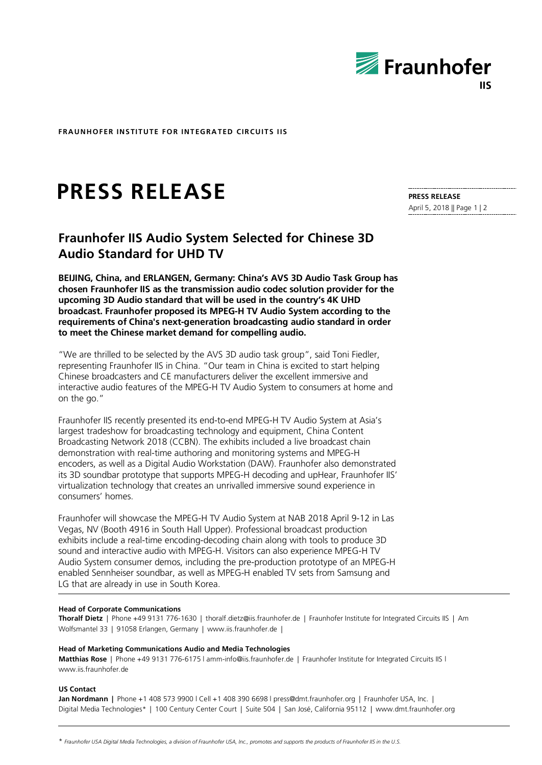FRAUNHOFER INSTITUTE FOR INTEGRATED CIRCUITS IIS

# PRESS RELEASE

**PRESS RELEASE**
April 5, 2018

## Fraunhofer IIS Audio System Selected for Chinese 3D Audio Standard for UHD TV

**BEIJING, China, and ERLANGEN, Germany: China's AVS 3D Audio Task Group has chosen Fraunhofer IIS as the transmission audio codec solution provider for the upcoming 3D Audio standard that will be used in the country's 4K UHD broadcast. Fraunhofer proposed its MPEG-H TV Audio System according to the requirements of China's next-generation broadcasting audio standard in order to meet the Chinese market demand for compelling audio.**

"We are thrilled to be selected by the AVS 3D audio task group", said Toni Fiedler, representing Fraunhofer IIS in China. "Our team in China is excited to start helping Chinese broadcasters and CE manufacturers deliver the excellent immersive and interactive audio features of the MPEG-H TV Audio System to consumers at home and on the go."

Fraunhofer IIS recently presented its end-to-end MPEG-H TV Audio System at Asia's largest tradeshow for broadcasting technology and equipment, China Content Broadcasting Network 2018 (CCBN). The exhibits included a live broadcast chain demonstration with real-time authoring and monitoring systems and MPEG-H encoders, as well as a Digital Audio Workstation (DAW). Fraunhofer also demonstrated its 3D soundbar prototype that supports MPEG-H decoding and upHear, Fraunhofer IIS' virtualization technology that creates an unrivalled immersive sound experience in consumers' homes.

Fraunhofer will showcase the MPEG-H TV Audio System at NAB 2018 April 9-12 in Las Vegas, NV (Booth 4916 in South Hall Upper). Professional broadcast production exhibits include a real-time encoding-decoding chain along with tools to produce 3D sound and interactive audio with MPEG-H. Visitors can also experience MPEG-H TV Audio System consumer demos, including the pre-production prototype of an MPEG-H enabled Sennheiser soundbar, as well as MPEG-H enabled TV sets from Samsung and LG that are already in use in South Korea.

---

**Head of Corporate Communications**
**Thoralf Dietz** | Phone +49 9131 776-1630 | thoralf.dietz@iis.fraunhofer.de | Fraunhofer Institute for Integrated Circuits IIS | Am Wolfsmantel 33 | 91058 Erlangen, Germany | www.iis.fraunhofer.de |

**Head of Marketing Communications Audio and Media Technologies**
**Matthias Rose** | Phone +49 9131 776-6175 | amm-info@iis.fraunhofer.de | Fraunhofer Institute for Integrated Circuits IIS | www.iis.fraunhofer.de

**US Contact**
**Jan Nordmann** | Phone +1 408 573 9900 | Cell +1 408 390 6698 | press@dmt.fraunhofer.org | Fraunhofer USA, Inc. | Digital Media Technologies* | 100 Century Center Court | Suite 504 | San José, California 95112 | www.dmt.fraunhofer.org

---

\* *Fraunhofer USA Digital Media Technologies, a division of Fraunhofer USA, Inc., promotes and supports the products of Fraunhofer IIS in the U.S.*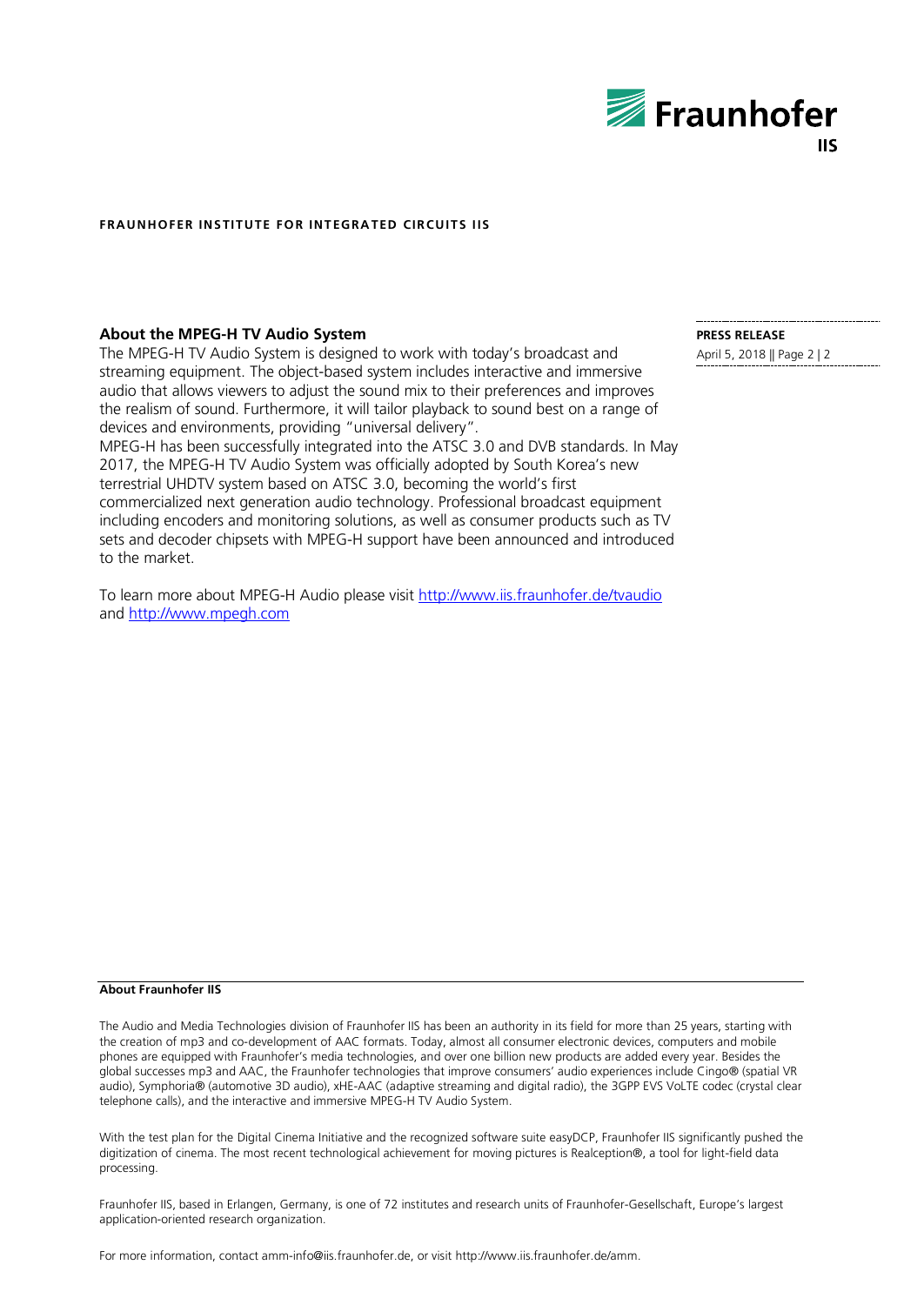## About the MPEG-H TV Audio System

The MPEG-H TV Audio System is designed to work with today's broadcast and streaming equipment. The object-based system includes interactive and immersive audio that allows viewers to adjust the sound mix to their preferences and improves the realism of sound. Furthermore, it will tailor playback to sound best on a range of devices and environments, providing "universal delivery".

MPEG-H has been successfully integrated into the ATSC 3.0 and DVB standards. In May 2017, the MPEG-H TV Audio System was officially adopted by South Korea's new terrestrial UHDTV system based on ATSC 3.0, becoming the world's first commercialized next generation audio technology. Professional broadcast equipment including encoders and monitoring solutions, as well as consumer products such as TV sets and decoder chipsets with MPEG-H support have been announced and introduced to the market.

To learn more about MPEG-H Audio please visit http://www.iis.fraunhofer.de/tvaudio and http://www.mpegh.com

**About Fraunhofer IIS**

The Audio and Media Technologies division of Fraunhofer IIS has been an authority in its field for more than 25 years, starting with the creation of mp3 and co-development of AAC formats. Today, almost all consumer electronic devices, computers and mobile phones are equipped with Fraunhofer's media technologies, and over one billion new products are added every year. Besides the global successes mp3 and AAC, the Fraunhofer technologies that improve consumers' audio experiences include Cingo® (spatial VR audio), Symphoria® (automotive 3D audio), xHE-AAC (adaptive streaming and digital radio), the 3GPP EVS VoLTE codec (crystal clear telephone calls), and the interactive and immersive MPEG-H TV Audio System.

With the test plan for the Digital Cinema Initiative and the recognized software suite easyDCP, Fraunhofer IIS significantly pushed the digitization of cinema. The most recent technological achievement for moving pictures is Realception®, a tool for light-field data processing.

Fraunhofer IIS, based in Erlangen, Germany, is one of 72 institutes and research units of Fraunhofer-Gesellschaft, Europe's largest application-oriented research organization.

For more information, contact amm-info@iis.fraunhofer.de, or visit http://www.iis.fraunhofer.de/amm.